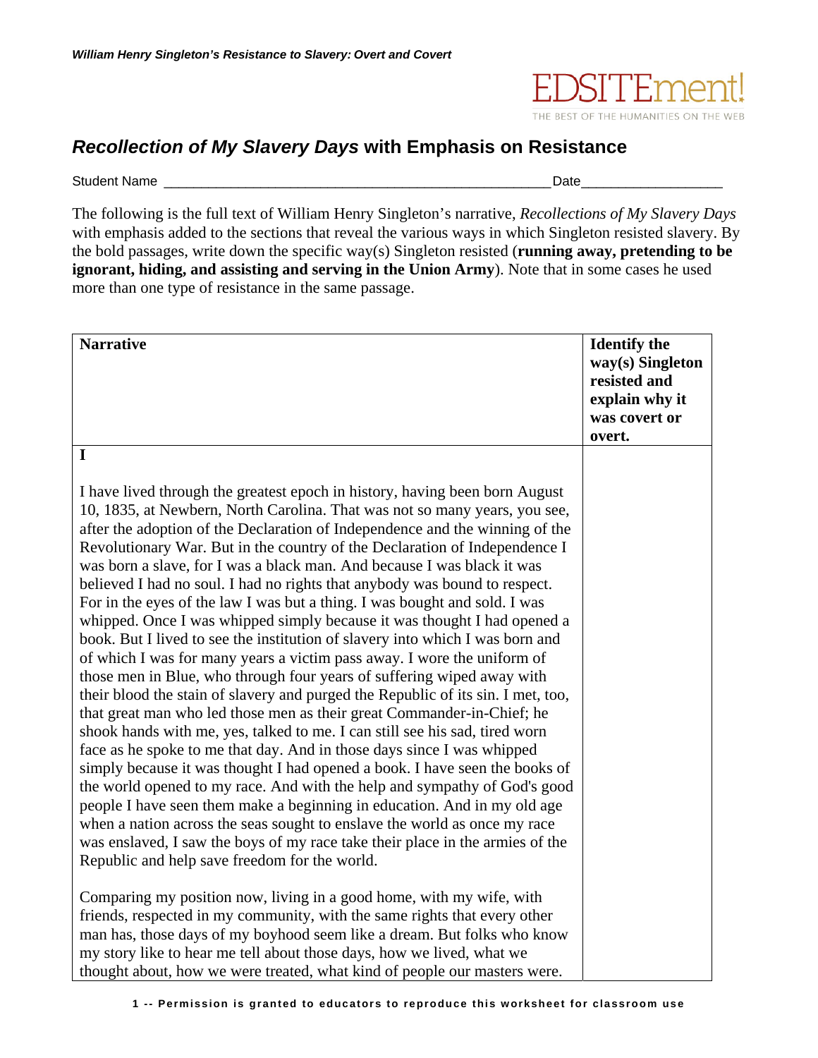## *Recollection of My Slavery Days* with Emphasis on Resistance

Student Name \_\_\_\_\_\_\_\_\_\_\_\_\_\_\_\_\_\_\_\_\_\_\_\_\_\_\_\_\_\_\_\_\_\_\_\_\_\_\_\_\_\_\_\_\_\_\_\_\_\_\_\_ Date\_\_\_\_\_\_\_\_\_\_\_\_\_\_\_\_\_\_\_

The following is the full text of William Henry Singleton's narrative, *Recollections of My Slavery Days* with emphasis added to the sections that reveal the various ways in which Singleton resisted slavery. By the bold passages, write down the specific way(s) Singleton resisted (**running away, pretending to be ignorant, hiding, and assisting and serving in the Union Army**). Note that in some cases he used more than one type of resistance in the same passage.

| **Narrative** | **Identify the way(s) Singleton resisted and explain why it was covert or overt.** |
|---|---|
| **I**<br><br>I have lived through the greatest epoch in history, having been born August 10, 1835, at Newbern, North Carolina. That was not so many years, you see, after the adoption of the Declaration of Independence and the winning of the Revolutionary War. But in the country of the Declaration of Independence I was born a slave, for I was a black man. And because I was black it was believed I had no soul. I had no rights that anybody was bound to respect. For in the eyes of the law I was but a thing. I was bought and sold. I was whipped. Once I was whipped simply because it was thought I had opened a book. But I lived to see the institution of slavery into which I was born and of which I was for many years a victim pass away. I wore the uniform of those men in Blue, who through four years of suffering wiped away with their blood the stain of slavery and purged the Republic of its sin. I met, too, that great man who led those men as their great Commander-in-Chief; he shook hands with me, yes, talked to me. I can still see his sad, tired worn face as he spoke to me that day. And in those days since I was whipped simply because it was thought I had opened a book. I have seen the books of the world opened to my race. And with the help and sympathy of God's good people I have seen them make a beginning in education. And in my old age when a nation across the seas sought to enslave the world as once my race was enslaved, I saw the boys of my race take their place in the armies of the Republic and help save freedom for the world.<br><br>Comparing my position now, living in a good home, with my wife, with friends, respected in my community, with the same rights that every other man has, those days of my boyhood seem like a dream. But folks who know my story like to hear me tell about those days, how we lived, what we thought about, how we were treated, what kind of people our masters were. | |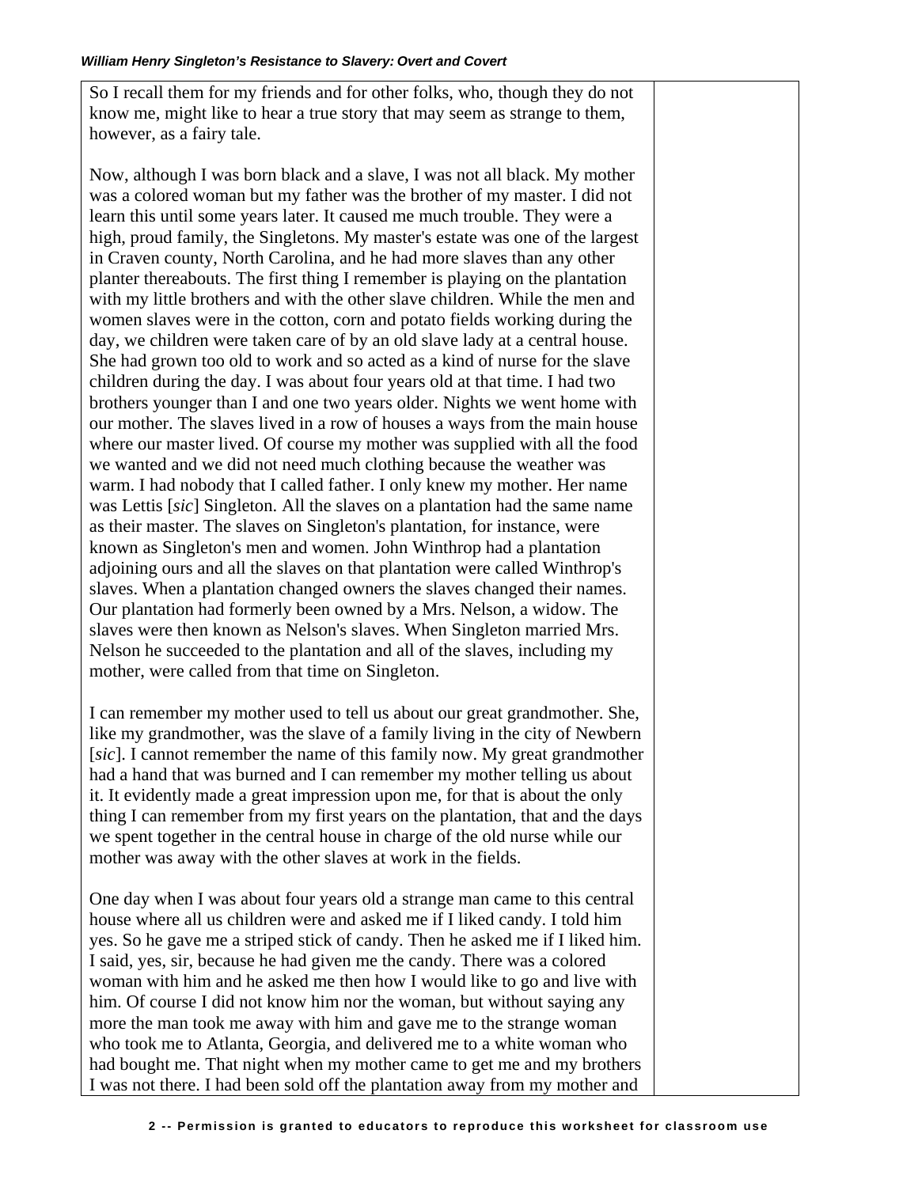So I recall them for my friends and for other folks, who, though they do not know me, might like to hear a true story that may seem as strange to them, however, as a fairy tale.

Now, although I was born black and a slave, I was not all black. My mother was a colored woman but my father was the brother of my master. I did not learn this until some years later. It caused me much trouble. They were a high, proud family, the Singletons. My master's estate was one of the largest in Craven county, North Carolina, and he had more slaves than any other planter thereabouts. The first thing I remember is playing on the plantation with my little brothers and with the other slave children. While the men and women slaves were in the cotton, corn and potato fields working during the day, we children were taken care of by an old slave lady at a central house. She had grown too old to work and so acted as a kind of nurse for the slave children during the day. I was about four years old at that time. I had two brothers younger than I and one two years older. Nights we went home with our mother. The slaves lived in a row of houses a ways from the main house where our master lived. Of course my mother was supplied with all the food we wanted and we did not need much clothing because the weather was warm. I had nobody that I called father. I only knew my mother. Her name was Lettis [*sic*] Singleton. All the slaves on a plantation had the same name as their master. The slaves on Singleton's plantation, for instance, were known as Singleton's men and women. John Winthrop had a plantation adjoining ours and all the slaves on that plantation were called Winthrop's slaves. When a plantation changed owners the slaves changed their names. Our plantation had formerly been owned by a Mrs. Nelson, a widow. The slaves were then known as Nelson's slaves. When Singleton married Mrs. Nelson he succeeded to the plantation and all of the slaves, including my mother, were called from that time on Singleton.

I can remember my mother used to tell us about our great grandmother. She, like my grandmother, was the slave of a family living in the city of Newbern [*sic*]. I cannot remember the name of this family now. My great grandmother had a hand that was burned and I can remember my mother telling us about it. It evidently made a great impression upon me, for that is about the only thing I can remember from my first years on the plantation, that and the days we spent together in the central house in charge of the old nurse while our mother was away with the other slaves at work in the fields.

One day when I was about four years old a strange man came to this central house where all us children were and asked me if I liked candy. I told him yes. So he gave me a striped stick of candy. Then he asked me if I liked him. I said, yes, sir, because he had given me the candy. There was a colored woman with him and he asked me then how I would like to go and live with him. Of course I did not know him nor the woman, but without saying any more the man took me away with him and gave me to the strange woman who took me to Atlanta, Georgia, and delivered me to a white woman who had bought me. That night when my mother came to get me and my brothers I was not there. I had been sold off the plantation away from my mother and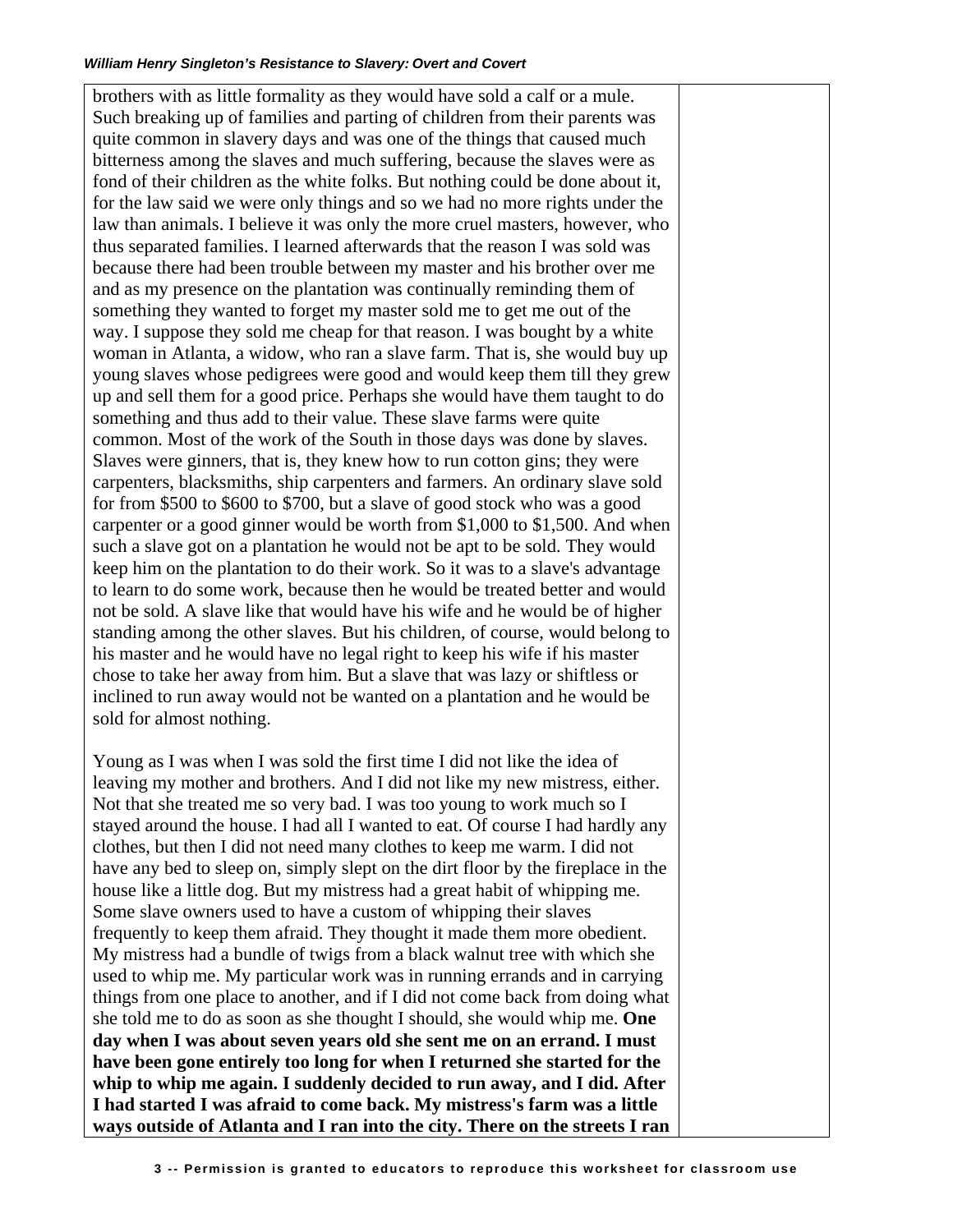brothers with as little formality as they would have sold a calf or a mule. Such breaking up of families and parting of children from their parents was quite common in slavery days and was one of the things that caused much bitterness among the slaves and much suffering, because the slaves were as fond of their children as the white folks. But nothing could be done about it, for the law said we were only things and so we had no more rights under the law than animals. I believe it was only the more cruel masters, however, who thus separated families. I learned afterwards that the reason I was sold was because there had been trouble between my master and his brother over me and as my presence on the plantation was continually reminding them of something they wanted to forget my master sold me to get me out of the way. I suppose they sold me cheap for that reason. I was bought by a white woman in Atlanta, a widow, who ran a slave farm. That is, she would buy up young slaves whose pedigrees were good and would keep them till they grew up and sell them for a good price. Perhaps she would have them taught to do something and thus add to their value. These slave farms were quite common. Most of the work of the South in those days was done by slaves. Slaves were ginners, that is, they knew how to run cotton gins; they were carpenters, blacksmiths, ship carpenters and farmers. An ordinary slave sold for from $500 to $600 to $700, but a slave of good stock who was a good carpenter or a good ginner would be worth from $1,000 to $1,500. And when such a slave got on a plantation he would not be apt to be sold. They would keep him on the plantation to do their work. So it was to a slave's advantage to learn to do some work, because then he would be treated better and would not be sold. A slave like that would have his wife and he would be of higher standing among the other slaves. But his children, of course, would belong to his master and he would have no legal right to keep his wife if his master chose to take her away from him. But a slave that was lazy or shiftless or inclined to run away would not be wanted on a plantation and he would be sold for almost nothing.

Young as I was when I was sold the first time I did not like the idea of leaving my mother and brothers. And I did not like my new mistress, either. Not that she treated me so very bad. I was too young to work much so I stayed around the house. I had all I wanted to eat. Of course I had hardly any clothes, but then I did not need many clothes to keep me warm. I did not have any bed to sleep on, simply slept on the dirt floor by the fireplace in the house like a little dog. But my mistress had a great habit of whipping me. Some slave owners used to have a custom of whipping their slaves frequently to keep them afraid. They thought it made them more obedient. My mistress had a bundle of twigs from a black walnut tree with which she used to whip me. My particular work was in running errands and in carrying things from one place to another, and if I did not come back from doing what she told me to do as soon as she thought I should, she would whip me. **One day when I was about seven years old she sent me on an errand. I must have been gone entirely too long for when I returned she started for the whip to whip me again. I suddenly decided to run away, and I did. After I had started I was afraid to come back. My mistress's farm was a little ways outside of Atlanta and I ran into the city. There on the streets I ran**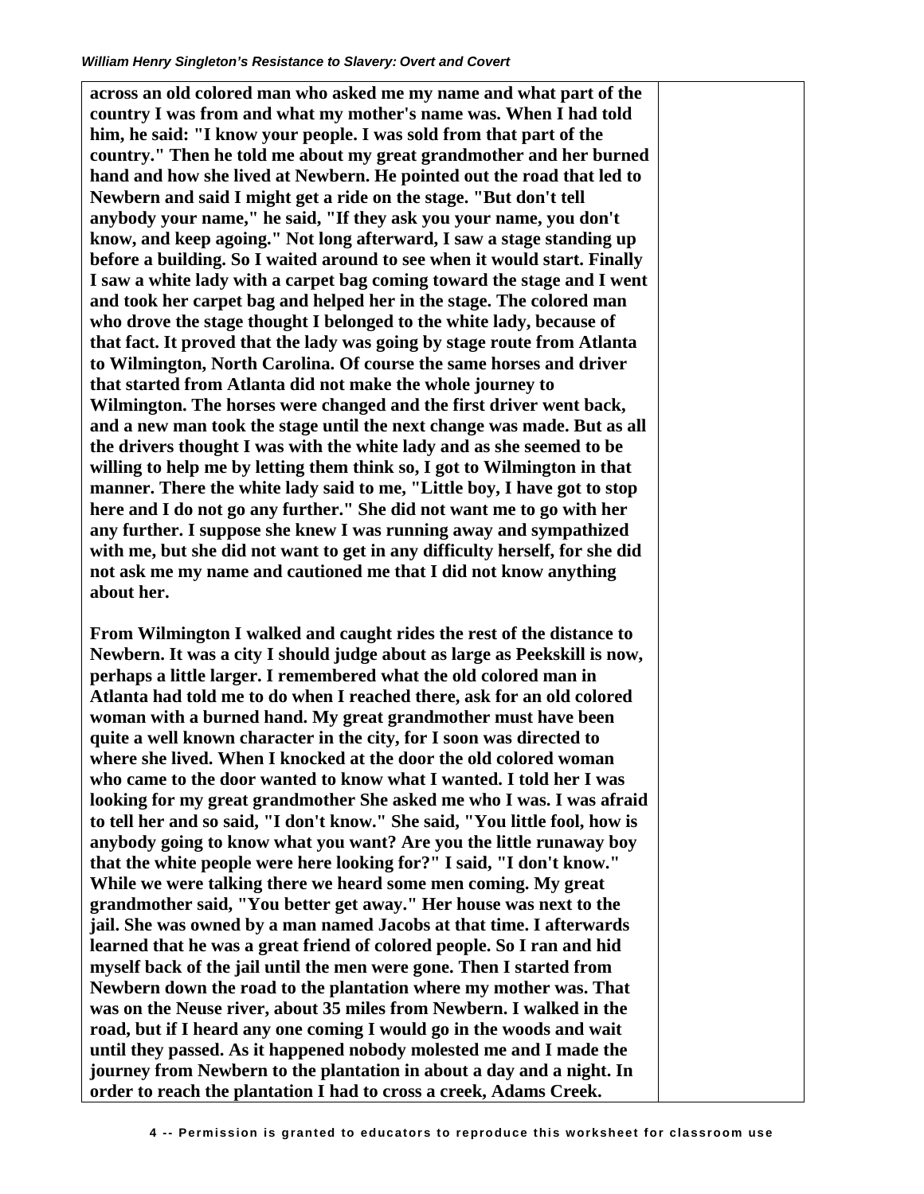| | |
|---|---|
| **across an old colored man who asked me my name and what part of the country I was from and what my mother's name was. When I had told him, he said: "I know your people. I was sold from that part of the country." Then he told me about my great grandmother and her burned hand and how she lived at Newbern. He pointed out the road that led to Newbern and said I might get a ride on the stage. "But don't tell anybody your name," he said, "If they ask you your name, you don't know, and keep agoing." Not long afterward, I saw a stage standing up before a building. So I waited around to see when it would start. Finally I saw a white lady with a carpet bag coming toward the stage and I went and took her carpet bag and helped her in the stage. The colored man who drove the stage thought I belonged to the white lady, because of that fact. It proved that the lady was going by stage route from Atlanta to Wilmington, North Carolina. Of course the same horses and driver that started from Atlanta did not make the whole journey to Wilmington. The horses were changed and the first driver went back, and a new man took the stage until the next change was made. But as all the drivers thought I was with the white lady and as she seemed to be willing to help me by letting them think so, I got to Wilmington in that manner. There the white lady said to me, "Little boy, I have got to stop here and I do not go any further." She did not want me to go with her any further. I suppose she knew I was running away and sympathized with me, but she did not want to get in any difficulty herself, for she did not ask me my name and cautioned me that I did not know anything about her.**<br><br>**From Wilmington I walked and caught rides the rest of the distance to Newbern. It was a city I should judge about as large as Peekskill is now, perhaps a little larger. I remembered what the old colored man in Atlanta had told me to do when I reached there, ask for an old colored woman with a burned hand. My great grandmother must have been quite a well known character in the city, for I soon was directed to where she lived. When I knocked at the door the old colored woman who came to the door wanted to know what I wanted. I told her I was looking for my great grandmother She asked me who I was. I was afraid to tell her and so said, "I don't know." She said, "You little fool, how is anybody going to know what you want? Are you the little runaway boy that the white people were here looking for?" I said, "I don't know." While we were talking there we heard some men coming. My great grandmother said, "You better get away." Her house was next to the jail. She was owned by a man named Jacobs at that time. I afterwards learned that he was a great friend of colored people. So I ran and hid myself back of the jail until the men were gone. Then I started from Newbern down the road to the plantation where my mother was. That was on the Neuse river, about 35 miles from Newbern. I walked in the road, but if I heard any one coming I would go in the woods and wait until they passed. As it happened nobody molested me and I made the journey from Newbern to the plantation in about a day and a night. In order to reach the plantation I had to cross a creek, Adams Creek.** | |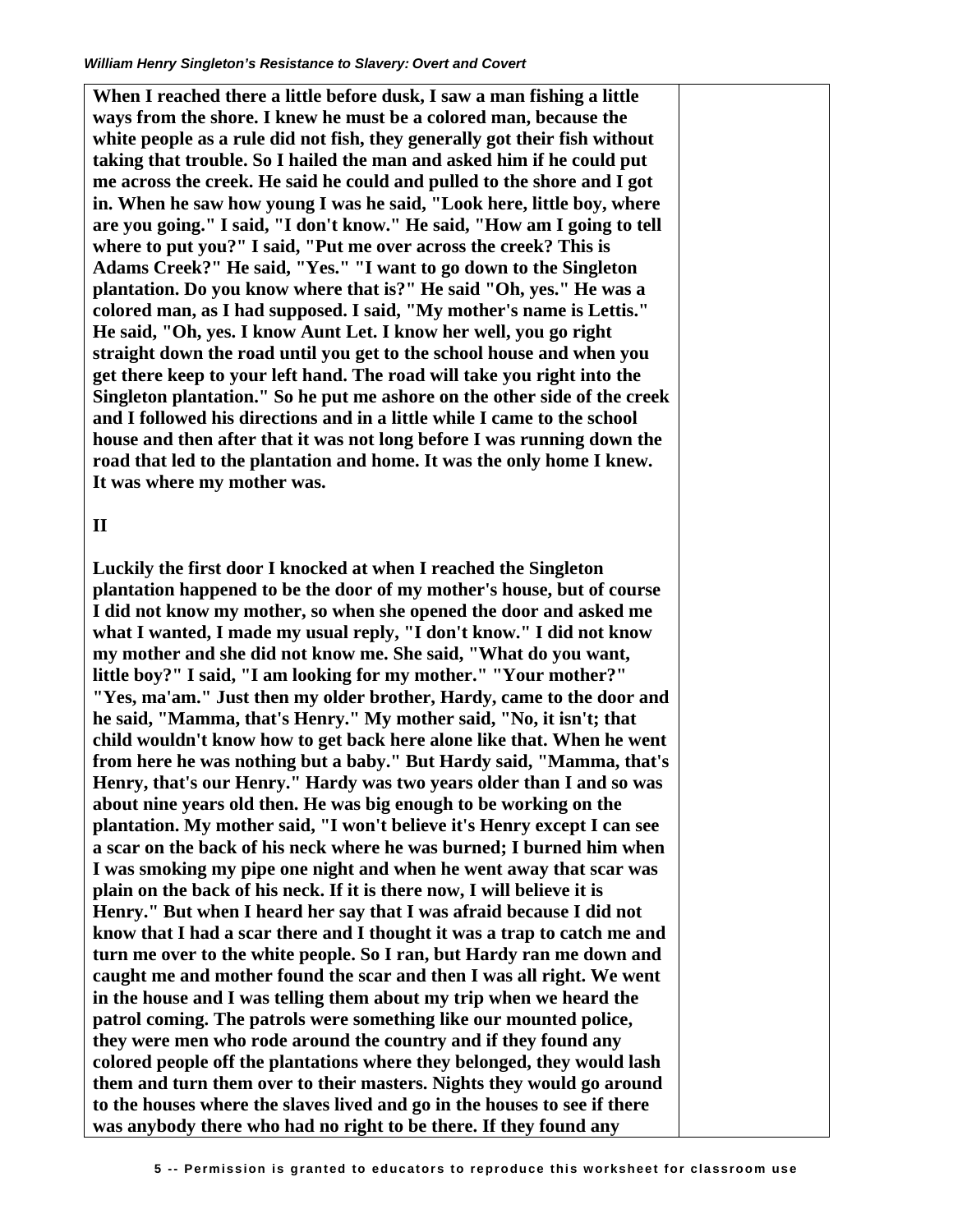**When I reached there a little before dusk, I saw a man fishing a little ways from the shore. I knew he must be a colored man, because the white people as a rule did not fish, they generally got their fish without taking that trouble. So I hailed the man and asked him if he could put me across the creek. He said he could and pulled to the shore and I got in. When he saw how young I was he said, "Look here, little boy, where are you going." I said, "I don't know." He said, "How am I going to tell where to put you?" I said, "Put me over across the creek? This is Adams Creek?" He said, "Yes." "I want to go down to the Singleton plantation. Do you know where that is?" He said "Oh, yes." He was a colored man, as I had supposed. I said, "My mother's name is Lettis." He said, "Oh, yes. I know Aunt Let. I know her well, you go right straight down the road until you get to the school house and when you get there keep to your left hand. The road will take you right into the Singleton plantation." So he put me ashore on the other side of the creek and I followed his directions and in a little while I came to the school house and then after that it was not long before I was running down the road that led to the plantation and home. It was the only home I knew. It was where my mother was.**

**II**

**Luckily the first door I knocked at when I reached the Singleton plantation happened to be the door of my mother's house, but of course I did not know my mother, so when she opened the door and asked me what I wanted, I made my usual reply, "I don't know." I did not know my mother and she did not know me. She said, "What do you want, little boy?" I said, "I am looking for my mother." "Your mother?" "Yes, ma'am." Just then my older brother, Hardy, came to the door and he said, "Mamma, that's Henry." My mother said, "No, it isn't; that child wouldn't know how to get back here alone like that. When he went from here he was nothing but a baby." But Hardy said, "Mamma, that's Henry, that's our Henry." Hardy was two years older than I and so was about nine years old then. He was big enough to be working on the plantation. My mother said, "I won't believe it's Henry except I can see a scar on the back of his neck where he was burned; I burned him when I was smoking my pipe one night and when he went away that scar was plain on the back of his neck. If it is there now, I will believe it is Henry." But when I heard her say that I was afraid because I did not know that I had a scar there and I thought it was a trap to catch me and turn me over to the white people. So I ran, but Hardy ran me down and caught me and mother found the scar and then I was all right. We went in the house and I was telling them about my trip when we heard the patrol coming. The patrols were something like our mounted police, they were men who rode around the country and if they found any colored people off the plantations where they belonged, they would lash them and turn them over to their masters. Nights they would go around to the houses where the slaves lived and go in the houses to see if there was anybody there who had no right to be there. If they found any**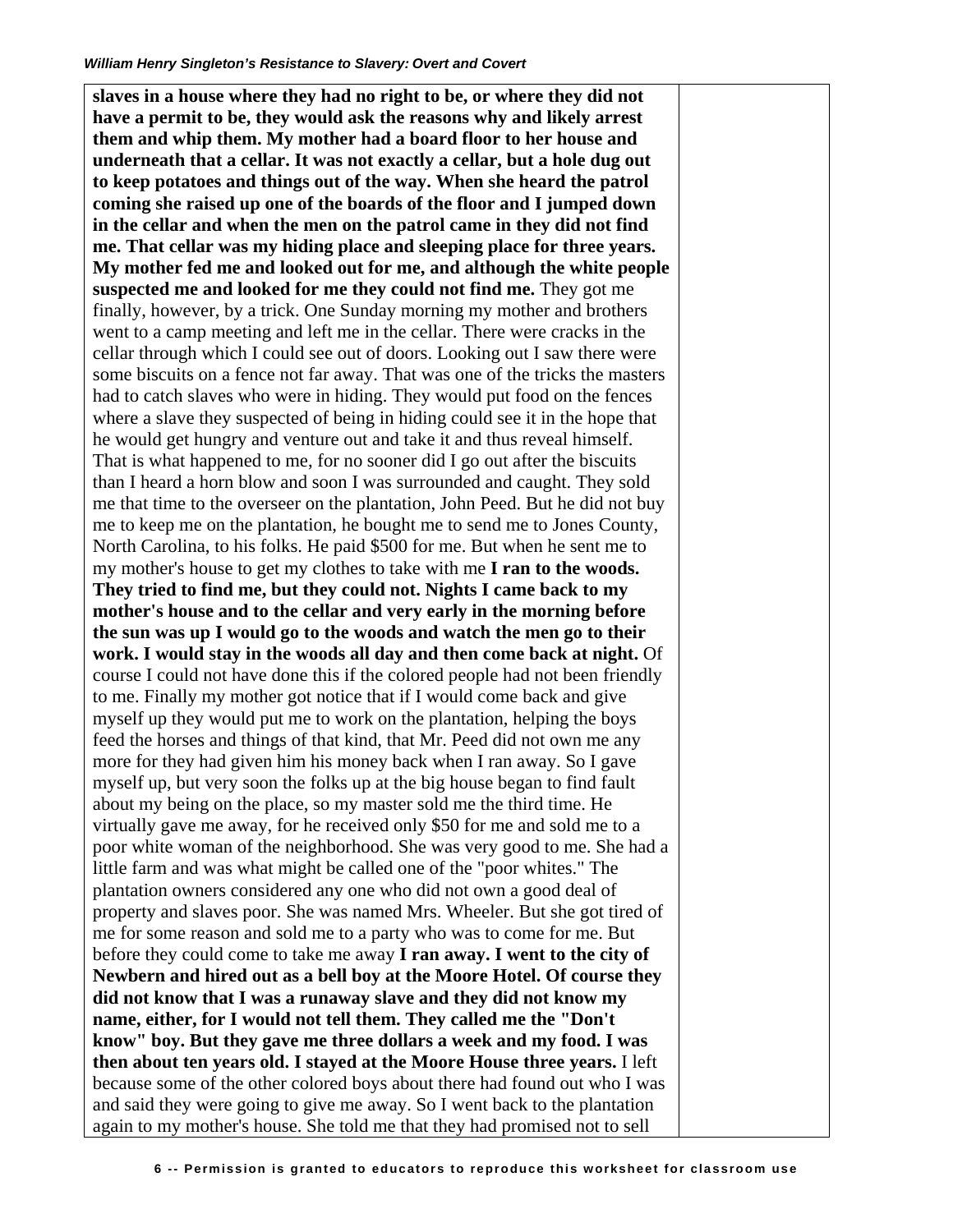| | |
|---|---|
| **slaves in a house where they had no right to be, or where they did not have a permit to be, they would ask the reasons why and likely arrest them and whip them. My mother had a board floor to her house and underneath that a cellar. It was not exactly a cellar, but a hole dug out to keep potatoes and things out of the way. When she heard the patrol coming she raised up one of the boards of the floor and I jumped down in the cellar and when the men on the patrol came in they did not find me. That cellar was my hiding place and sleeping place for three years. My mother fed me and looked out for me, and although the white people suspected me and looked for me they could not find me.** They got me finally, however, by a trick. One Sunday morning my mother and brothers went to a camp meeting and left me in the cellar. There were cracks in the cellar through which I could see out of doors. Looking out I saw there were some biscuits on a fence not far away. That was one of the tricks the masters had to catch slaves who were in hiding. They would put food on the fences where a slave they suspected of being in hiding could see it in the hope that he would get hungry and venture out and take it and thus reveal himself. That is what happened to me, for no sooner did I go out after the biscuits than I heard a horn blow and soon I was surrounded and caught. They sold me that time to the overseer on the plantation, John Peed. But he did not buy me to keep me on the plantation, he bought me to send me to Jones County, North Carolina, to his folks. He paid $500 for me. But when he sent me to my mother's house to get my clothes to take with me **I ran to the woods. They tried to find me, but they could not. Nights I came back to my mother's house and to the cellar and very early in the morning before the sun was up I would go to the woods and watch the men go to their work. I would stay in the woods all day and then come back at night.** Of course I could not have done this if the colored people had not been friendly to me. Finally my mother got notice that if I would come back and give myself up they would put me to work on the plantation, helping the boys feed the horses and things of that kind, that Mr. Peed did not own me any more for they had given him his money back when I ran away. So I gave myself up, but very soon the folks up at the big house began to find fault about my being on the place, so my master sold me the third time. He virtually gave me away, for he received only $50 for me and sold me to a poor white woman of the neighborhood. She was very good to me. She had a little farm and was what might be called one of the "poor whites." The plantation owners considered any one who did not own a good deal of property and slaves poor. She was named Mrs. Wheeler. But she got tired of me for some reason and sold me to a party who was to come for me. But before they could come to take me away **I ran away. I went to the city of Newbern and hired out as a bell boy at the Moore Hotel. Of course they did not know that I was a runaway slave and they did not know my name, either, for I would not tell them. They called me the "Don't know" boy. But they gave me three dollars a week and my food. I was then about ten years old. I stayed at the Moore House three years.** I left because some of the other colored boys about there had found out who I was and said they were going to give me away. So I went back to the plantation again to my mother's house. She told me that they had promised not to sell | |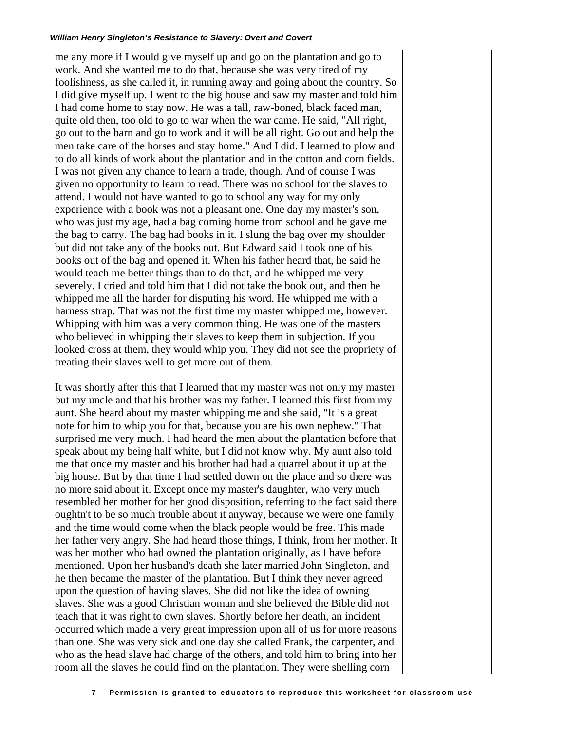me any more if I would give myself up and go on the plantation and go to work. And she wanted me to do that, because she was very tired of my foolishness, as she called it, in running away and going about the country. So I did give myself up. I went to the big house and saw my master and told him I had come home to stay now. He was a tall, raw-boned, black faced man, quite old then, too old to go to war when the war came. He said, "All right, go out to the barn and go to work and it will be all right. Go out and help the men take care of the horses and stay home." And I did. I learned to plow and to do all kinds of work about the plantation and in the cotton and corn fields. I was not given any chance to learn a trade, though. And of course I was given no opportunity to learn to read. There was no school for the slaves to attend. I would not have wanted to go to school any way for my only experience with a book was not a pleasant one. One day my master's son, who was just my age, had a bag coming home from school and he gave me the bag to carry. The bag had books in it. I slung the bag over my shoulder but did not take any of the books out. But Edward said I took one of his books out of the bag and opened it. When his father heard that, he said he would teach me better things than to do that, and he whipped me very severely. I cried and told him that I did not take the book out, and then he whipped me all the harder for disputing his word. He whipped me with a harness strap. That was not the first time my master whipped me, however. Whipping with him was a very common thing. He was one of the masters who believed in whipping their slaves to keep them in subjection. If you looked cross at them, they would whip you. They did not see the propriety of treating their slaves well to get more out of them.

It was shortly after this that I learned that my master was not only my master but my uncle and that his brother was my father. I learned this first from my aunt. She heard about my master whipping me and she said, "It is a great note for him to whip you for that, because you are his own nephew." That surprised me very much. I had heard the men about the plantation before that speak about my being half white, but I did not know why. My aunt also told me that once my master and his brother had had a quarrel about it up at the big house. But by that time I had settled down on the place and so there was no more said about it. Except once my master's daughter, who very much resembled her mother for her good disposition, referring to the fact said there oughtn't to be so much trouble about it anyway, because we were one family and the time would come when the black people would be free. This made her father very angry. She had heard those things, I think, from her mother. It was her mother who had owned the plantation originally, as I have before mentioned. Upon her husband's death she later married John Singleton, and he then became the master of the plantation. But I think they never agreed upon the question of having slaves. She did not like the idea of owning slaves. She was a good Christian woman and she believed the Bible did not teach that it was right to own slaves. Shortly before her death, an incident occurred which made a very great impression upon all of us for more reasons than one. She was very sick and one day she called Frank, the carpenter, and who as the head slave had charge of the others, and told him to bring into her room all the slaves he could find on the plantation. They were shelling corn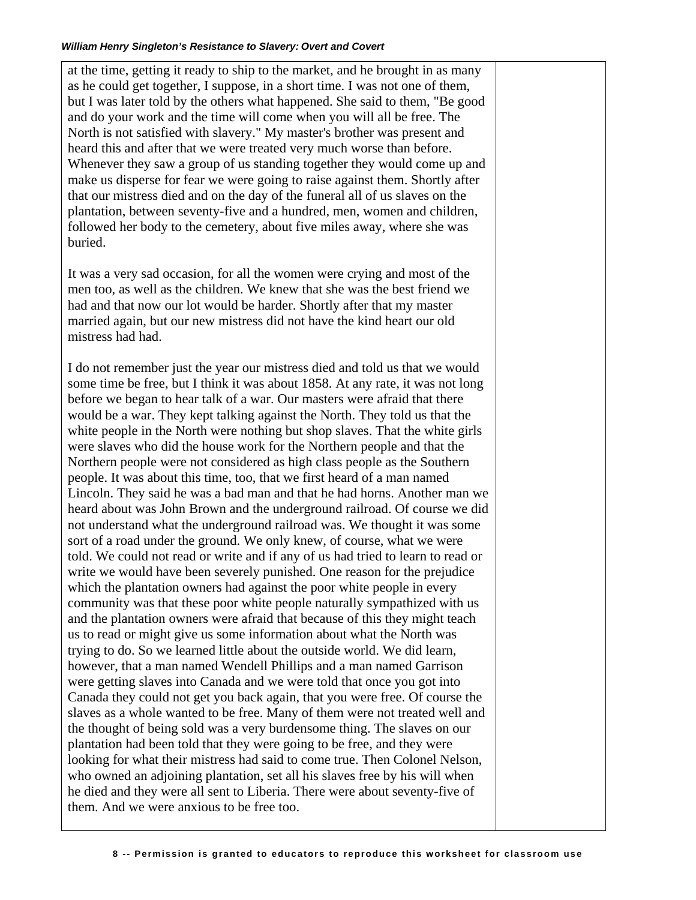at the time, getting it ready to ship to the market, and he brought in as many as he could get together, I suppose, in a short time. I was not one of them, but I was later told by the others what happened. She said to them, "Be good and do your work and the time will come when you will all be free. The North is not satisfied with slavery." My master's brother was present and heard this and after that we were treated very much worse than before. Whenever they saw a group of us standing together they would come up and make us disperse for fear we were going to raise against them. Shortly after that our mistress died and on the day of the funeral all of us slaves on the plantation, between seventy-five and a hundred, men, women and children, followed her body to the cemetery, about five miles away, where she was buried.

It was a very sad occasion, for all the women were crying and most of the men too, as well as the children. We knew that she was the best friend we had and that now our lot would be harder. Shortly after that my master married again, but our new mistress did not have the kind heart our old mistress had had.

I do not remember just the year our mistress died and told us that we would some time be free, but I think it was about 1858. At any rate, it was not long before we began to hear talk of a war. Our masters were afraid that there would be a war. They kept talking against the North. They told us that the white people in the North were nothing but shop slaves. That the white girls were slaves who did the house work for the Northern people and that the Northern people were not considered as high class people as the Southern people. It was about this time, too, that we first heard of a man named Lincoln. They said he was a bad man and that he had horns. Another man we heard about was John Brown and the underground railroad. Of course we did not understand what the underground railroad was. We thought it was some sort of a road under the ground. We only knew, of course, what we were told. We could not read or write and if any of us had tried to learn to read or write we would have been severely punished. One reason for the prejudice which the plantation owners had against the poor white people in every community was that these poor white people naturally sympathized with us and the plantation owners were afraid that because of this they might teach us to read or might give us some information about what the North was trying to do. So we learned little about the outside world. We did learn, however, that a man named Wendell Phillips and a man named Garrison were getting slaves into Canada and we were told that once you got into Canada they could not get you back again, that you were free. Of course the slaves as a whole wanted to be free. Many of them were not treated well and the thought of being sold was a very burdensome thing. The slaves on our plantation had been told that they were going to be free, and they were looking for what their mistress had said to come true. Then Colonel Nelson, who owned an adjoining plantation, set all his slaves free by his will when he died and they were all sent to Liberia. There were about seventy-five of them. And we were anxious to be free too.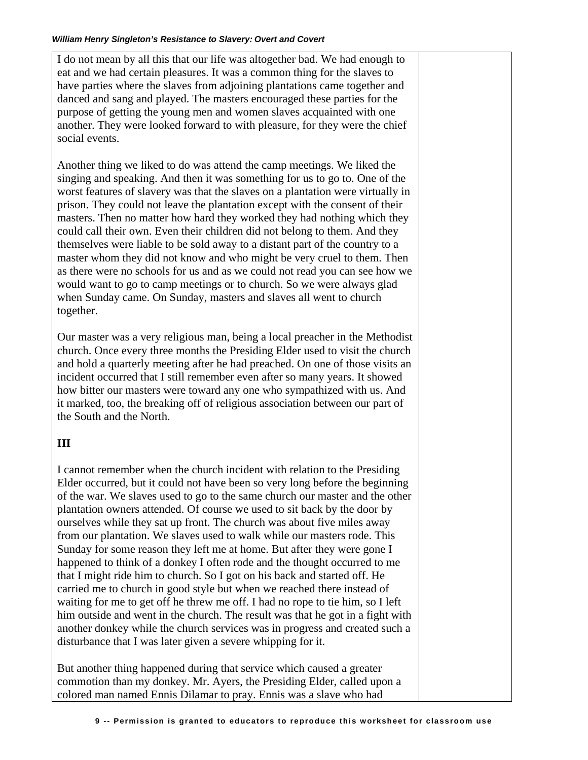I do not mean by all this that our life was altogether bad. We had enough to eat and we had certain pleasures. It was a common thing for the slaves to have parties where the slaves from adjoining plantations came together and danced and sang and played. The masters encouraged these parties for the purpose of getting the young men and women slaves acquainted with one another. They were looked forward to with pleasure, for they were the chief social events.

Another thing we liked to do was attend the camp meetings. We liked the singing and speaking. And then it was something for us to go to. One of the worst features of slavery was that the slaves on a plantation were virtually in prison. They could not leave the plantation except with the consent of their masters. Then no matter how hard they worked they had nothing which they could call their own. Even their children did not belong to them. And they themselves were liable to be sold away to a distant part of the country to a master whom they did not know and who might be very cruel to them. Then as there were no schools for us and as we could not read you can see how we would want to go to camp meetings or to church. So we were always glad when Sunday came. On Sunday, masters and slaves all went to church together.

Our master was a very religious man, being a local preacher in the Methodist church. Once every three months the Presiding Elder used to visit the church and hold a quarterly meeting after he had preached. On one of those visits an incident occurred that I still remember even after so many years. It showed how bitter our masters were toward any one who sympathized with us. And it marked, too, the breaking off of religious association between our part of the South and the North.

**III**

I cannot remember when the church incident with relation to the Presiding Elder occurred, but it could not have been so very long before the beginning of the war. We slaves used to go to the same church our master and the other plantation owners attended. Of course we used to sit back by the door by ourselves while they sat up front. The church was about five miles away from our plantation. We slaves used to walk while our masters rode. This Sunday for some reason they left me at home. But after they were gone I happened to think of a donkey I often rode and the thought occurred to me that I might ride him to church. So I got on his back and started off. He carried me to church in good style but when we reached there instead of waiting for me to get off he threw me off. I had no rope to tie him, so I left him outside and went in the church. The result was that he got in a fight with another donkey while the church services was in progress and created such a disturbance that I was later given a severe whipping for it.

But another thing happened during that service which caused a greater commotion than my donkey. Mr. Ayers, the Presiding Elder, called upon a colored man named Ennis Dilamar to pray. Ennis was a slave who had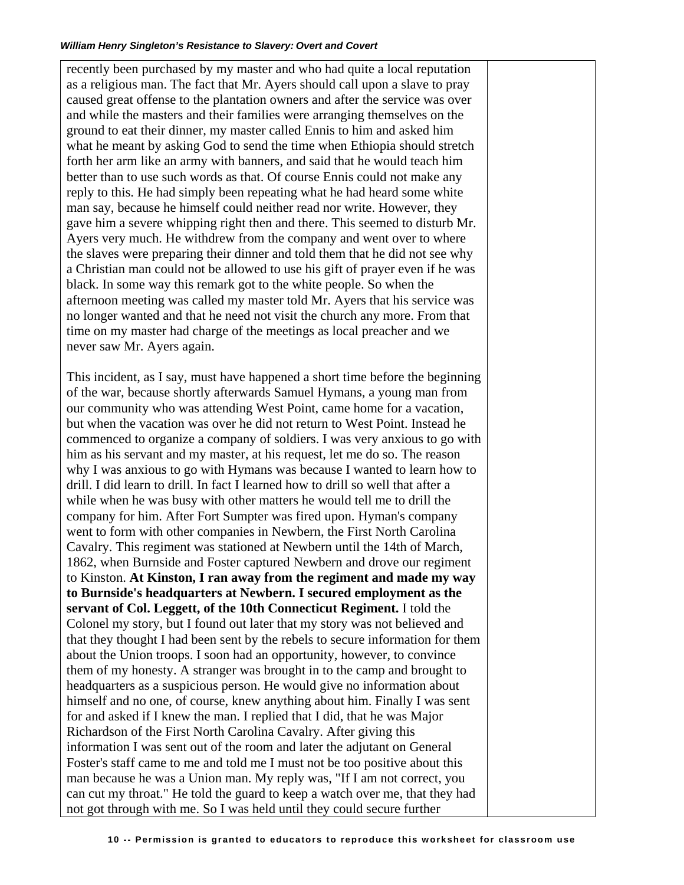recently been purchased by my master and who had quite a local reputation as a religious man. The fact that Mr. Ayers should call upon a slave to pray caused great offense to the plantation owners and after the service was over and while the masters and their families were arranging themselves on the ground to eat their dinner, my master called Ennis to him and asked him what he meant by asking God to send the time when Ethiopia should stretch forth her arm like an army with banners, and said that he would teach him better than to use such words as that. Of course Ennis could not make any reply to this. He had simply been repeating what he had heard some white man say, because he himself could neither read nor write. However, they gave him a severe whipping right then and there. This seemed to disturb Mr. Ayers very much. He withdrew from the company and went over to where the slaves were preparing their dinner and told them that he did not see why a Christian man could not be allowed to use his gift of prayer even if he was black. In some way this remark got to the white people. So when the afternoon meeting was called my master told Mr. Ayers that his service was no longer wanted and that he need not visit the church any more. From that time on my master had charge of the meetings as local preacher and we never saw Mr. Ayers again.

This incident, as I say, must have happened a short time before the beginning of the war, because shortly afterwards Samuel Hymans, a young man from our community who was attending West Point, came home for a vacation, but when the vacation was over he did not return to West Point. Instead he commenced to organize a company of soldiers. I was very anxious to go with him as his servant and my master, at his request, let me do so. The reason why I was anxious to go with Hymans was because I wanted to learn how to drill. I did learn to drill. In fact I learned how to drill so well that after a while when he was busy with other matters he would tell me to drill the company for him. After Fort Sumpter was fired upon. Hyman's company went to form with other companies in Newbern, the First North Carolina Cavalry. This regiment was stationed at Newbern until the 14th of March, 1862, when Burnside and Foster captured Newbern and drove our regiment to Kinston. **At Kinston, I ran away from the regiment and made my way to Burnside's headquarters at Newbern. I secured employment as the servant of Col. Leggett, of the 10th Connecticut Regiment.** I told the Colonel my story, but I found out later that my story was not believed and that they thought I had been sent by the rebels to secure information for them about the Union troops. I soon had an opportunity, however, to convince them of my honesty. A stranger was brought in to the camp and brought to headquarters as a suspicious person. He would give no information about himself and no one, of course, knew anything about him. Finally I was sent for and asked if I knew the man. I replied that I did, that he was Major Richardson of the First North Carolina Cavalry. After giving this information I was sent out of the room and later the adjutant on General Foster's staff came to me and told me I must not be too positive about this man because he was a Union man. My reply was, "If I am not correct, you can cut my throat." He told the guard to keep a watch over me, that they had not got through with me. So I was held until they could secure further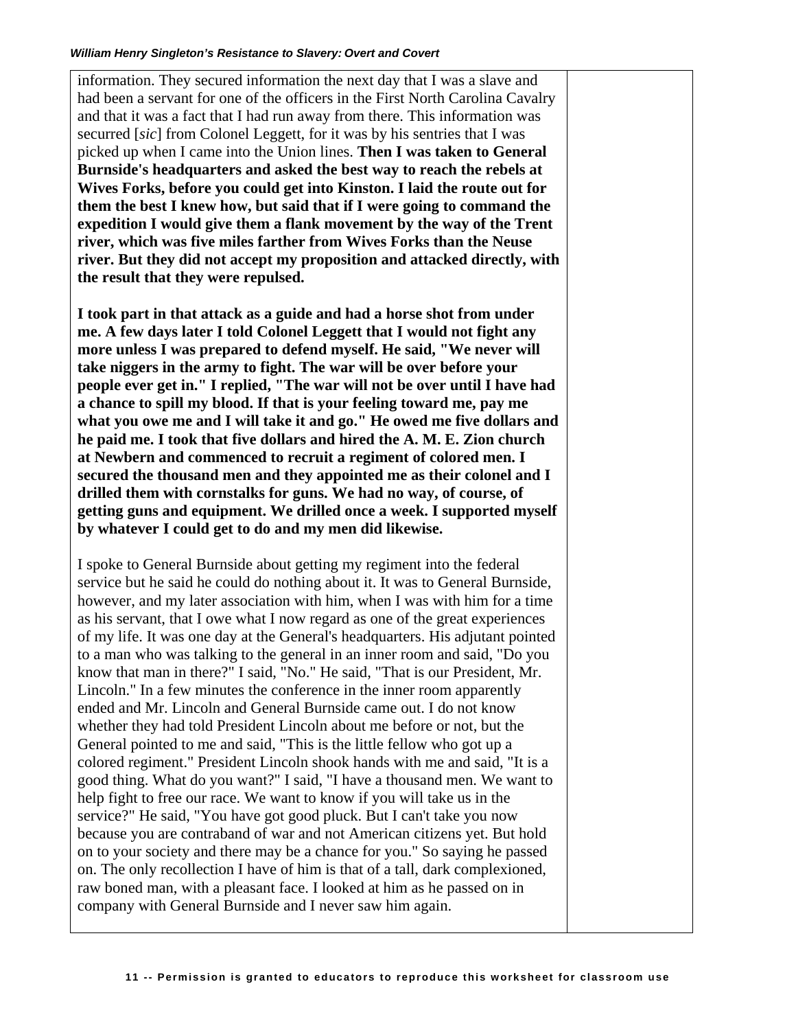information. They secured information the next day that I was a slave and had been a servant for one of the officers in the First North Carolina Cavalry and that it was a fact that I had run away from there. This information was securred [*sic*] from Colonel Leggett, for it was by his sentries that I was picked up when I came into the Union lines. **Then I was taken to General Burnside's headquarters and asked the best way to reach the rebels at Wives Forks, before you could get into Kinston. I laid the route out for them the best I knew how, but said that if I were going to command the expedition I would give them a flank movement by the way of the Trent river, which was five miles farther from Wives Forks than the Neuse river. But they did not accept my proposition and attacked directly, with the result that they were repulsed.**

**I took part in that attack as a guide and had a horse shot from under me. A few days later I told Colonel Leggett that I would not fight any more unless I was prepared to defend myself. He said, "We never will take niggers in the army to fight. The war will be over before your people ever get in." I replied, "The war will not be over until I have had a chance to spill my blood. If that is your feeling toward me, pay me what you owe me and I will take it and go." He owed me five dollars and he paid me. I took that five dollars and hired the A. M. E. Zion church at Newbern and commenced to recruit a regiment of colored men. I secured the thousand men and they appointed me as their colonel and I drilled them with cornstalks for guns. We had no way, of course, of getting guns and equipment. We drilled once a week. I supported myself by whatever I could get to do and my men did likewise.**

I spoke to General Burnside about getting my regiment into the federal service but he said he could do nothing about it. It was to General Burnside, however, and my later association with him, when I was with him for a time as his servant, that I owe what I now regard as one of the great experiences of my life. It was one day at the General's headquarters. His adjutant pointed to a man who was talking to the general in an inner room and said, "Do you know that man in there?" I said, "No." He said, "That is our President, Mr. Lincoln." In a few minutes the conference in the inner room apparently ended and Mr. Lincoln and General Burnside came out. I do not know whether they had told President Lincoln about me before or not, but the General pointed to me and said, "This is the little fellow who got up a colored regiment." President Lincoln shook hands with me and said, "It is a good thing. What do you want?" I said, "I have a thousand men. We want to help fight to free our race. We want to know if you will take us in the service?" He said, "You have got good pluck. But I can't take you now because you are contraband of war and not American citizens yet. But hold on to your society and there may be a chance for you." So saying he passed on. The only recollection I have of him is that of a tall, dark complexioned, raw boned man, with a pleasant face. I looked at him as he passed on in company with General Burnside and I never saw him again.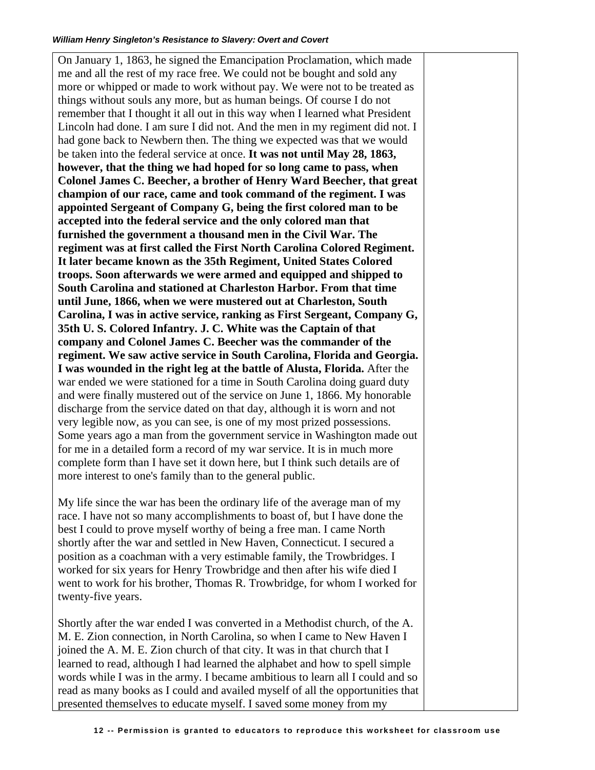On January 1, 1863, he signed the Emancipation Proclamation, which made me and all the rest of my race free. We could not be bought and sold any more or whipped or made to work without pay. We were not to be treated as things without souls any more, but as human beings. Of course I do not remember that I thought it all out in this way when I learned what President Lincoln had done. I am sure I did not. And the men in my regiment did not. I had gone back to Newbern then. The thing we expected was that we would be taken into the federal service at once. **It was not until May 28, 1863, however, that the thing we had hoped for so long came to pass, when Colonel James C. Beecher, a brother of Henry Ward Beecher, that great champion of our race, came and took command of the regiment. I was appointed Sergeant of Company G, being the first colored man to be accepted into the federal service and the only colored man that furnished the government a thousand men in the Civil War. The regiment was at first called the First North Carolina Colored Regiment. It later became known as the 35th Regiment, United States Colored troops. Soon afterwards we were armed and equipped and shipped to South Carolina and stationed at Charleston Harbor. From that time until June, 1866, when we were mustered out at Charleston, South Carolina, I was in active service, ranking as First Sergeant, Company G, 35th U. S. Colored Infantry. J. C. White was the Captain of that company and Colonel James C. Beecher was the commander of the regiment. We saw active service in South Carolina, Florida and Georgia. I was wounded in the right leg at the battle of Alusta, Florida.** After the war ended we were stationed for a time in South Carolina doing guard duty and were finally mustered out of the service on June 1, 1866. My honorable discharge from the service dated on that day, although it is worn and not very legible now, as you can see, is one of my most prized possessions. Some years ago a man from the government service in Washington made out for me in a detailed form a record of my war service. It is in much more complete form than I have set it down here, but I think such details are of more interest to one's family than to the general public.

My life since the war has been the ordinary life of the average man of my race. I have not so many accomplishments to boast of, but I have done the best I could to prove myself worthy of being a free man. I came North shortly after the war and settled in New Haven, Connecticut. I secured a position as a coachman with a very estimable family, the Trowbridges. I worked for six years for Henry Trowbridge and then after his wife died I went to work for his brother, Thomas R. Trowbridge, for whom I worked for twenty-five years.

Shortly after the war ended I was converted in a Methodist church, of the A. M. E. Zion connection, in North Carolina, so when I came to New Haven I joined the A. M. E. Zion church of that city. It was in that church that I learned to read, although I had learned the alphabet and how to spell simple words while I was in the army. I became ambitious to learn all I could and so read as many books as I could and availed myself of all the opportunities that presented themselves to educate myself. I saved some money from my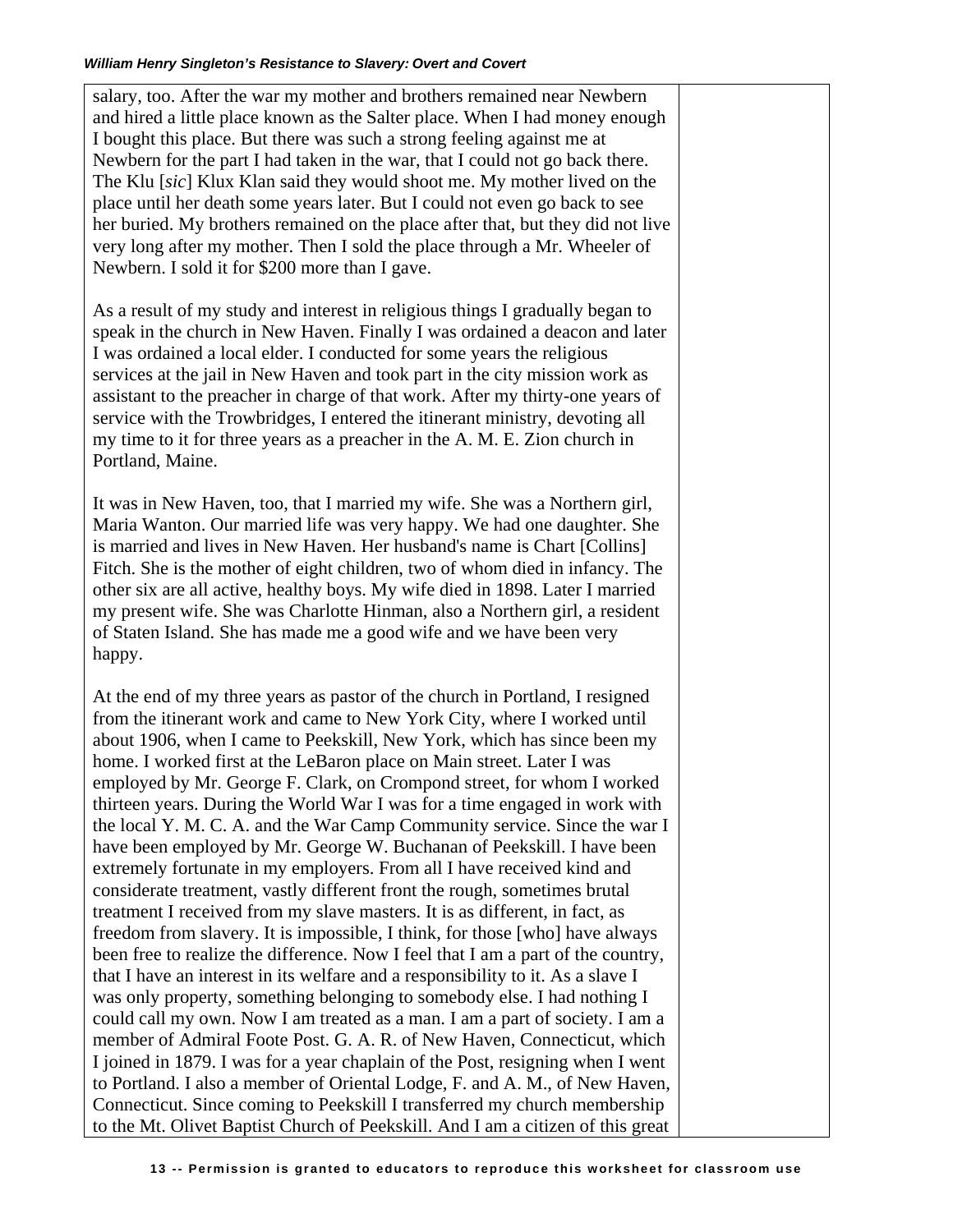salary, too. After the war my mother and brothers remained near Newbern and hired a little place known as the Salter place. When I had money enough I bought this place. But there was such a strong feeling against me at Newbern for the part I had taken in the war, that I could not go back there. The Klu [*sic*] Klux Klan said they would shoot me. My mother lived on the place until her death some years later. But I could not even go back to see her buried. My brothers remained on the place after that, but they did not live very long after my mother. Then I sold the place through a Mr. Wheeler of Newbern. I sold it for $200 more than I gave.

As a result of my study and interest in religious things I gradually began to speak in the church in New Haven. Finally I was ordained a deacon and later I was ordained a local elder. I conducted for some years the religious services at the jail in New Haven and took part in the city mission work as assistant to the preacher in charge of that work. After my thirty-one years of service with the Trowbridges, I entered the itinerant ministry, devoting all my time to it for three years as a preacher in the A. M. E. Zion church in Portland, Maine.

It was in New Haven, too, that I married my wife. She was a Northern girl, Maria Wanton. Our married life was very happy. We had one daughter. She is married and lives in New Haven. Her husband's name is Chart [Collins] Fitch. She is the mother of eight children, two of whom died in infancy. The other six are all active, healthy boys. My wife died in 1898. Later I married my present wife. She was Charlotte Hinman, also a Northern girl, a resident of Staten Island. She has made me a good wife and we have been very happy.

At the end of my three years as pastor of the church in Portland, I resigned from the itinerant work and came to New York City, where I worked until about 1906, when I came to Peekskill, New York, which has since been my home. I worked first at the LeBaron place on Main street. Later I was employed by Mr. George F. Clark, on Crompond street, for whom I worked thirteen years. During the World War I was for a time engaged in work with the local Y. M. C. A. and the War Camp Community service. Since the war I have been employed by Mr. George W. Buchanan of Peekskill. I have been extremely fortunate in my employers. From all I have received kind and considerate treatment, vastly different front the rough, sometimes brutal treatment I received from my slave masters. It is as different, in fact, as freedom from slavery. It is impossible, I think, for those [who] have always been free to realize the difference. Now I feel that I am a part of the country, that I have an interest in its welfare and a responsibility to it. As a slave I was only property, something belonging to somebody else. I had nothing I could call my own. Now I am treated as a man. I am a part of society. I am a member of Admiral Foote Post. G. A. R. of New Haven, Connecticut, which I joined in 1879. I was for a year chaplain of the Post, resigning when I went to Portland. I also a member of Oriental Lodge, F. and A. M., of New Haven, Connecticut. Since coming to Peekskill I transferred my church membership to the Mt. Olivet Baptist Church of Peekskill. And I am a citizen of this great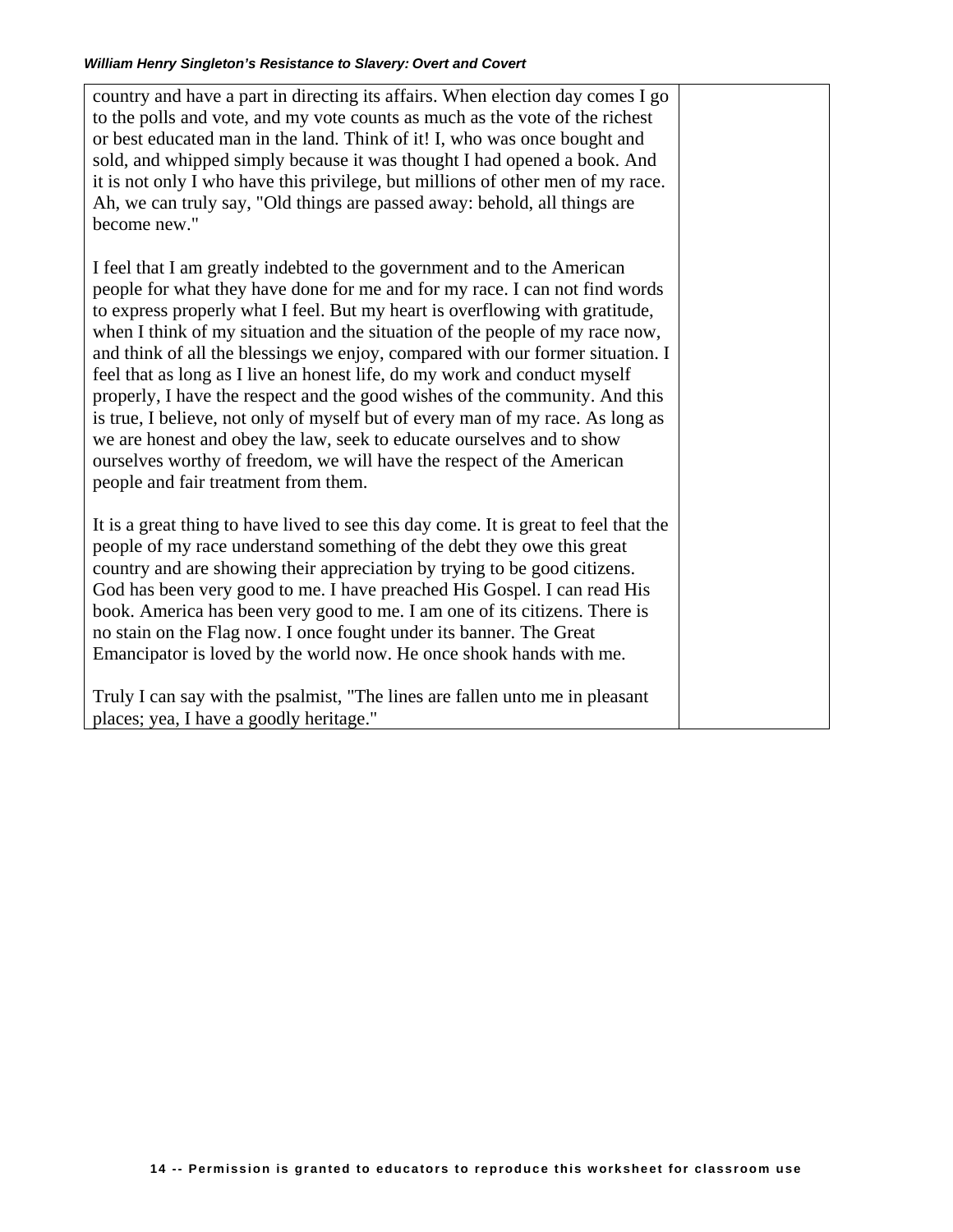| | |
|---|---|
| country and have a part in directing its affairs. When election day comes I go to the polls and vote, and my vote counts as much as the vote of the richest or best educated man in the land. Think of it! I, who was once bought and sold, and whipped simply because it was thought I had opened a book. And it is not only I who have this privilege, but millions of other men of my race. Ah, we can truly say, "Old things are passed away: behold, all things are become new."<br><br>I feel that I am greatly indebted to the government and to the American people for what they have done for me and for my race. I can not find words to express properly what I feel. But my heart is overflowing with gratitude, when I think of my situation and the situation of the people of my race now, and think of all the blessings we enjoy, compared with our former situation. I feel that as long as I live an honest life, do my work and conduct myself properly, I have the respect and the good wishes of the community. And this is true, I believe, not only of myself but of every man of my race. As long as we are honest and obey the law, seek to educate ourselves and to show ourselves worthy of freedom, we will have the respect of the American people and fair treatment from them.<br><br>It is a great thing to have lived to see this day come. It is great to feel that the people of my race understand something of the debt they owe this great country and are showing their appreciation by trying to be good citizens. God has been very good to me. I have preached His Gospel. I can read His book. America has been very good to me. I am one of its citizens. There is no stain on the Flag now. I once fought under its banner. The Great Emancipator is loved by the world now. He once shook hands with me.<br><br>Truly I can say with the psalmist, "The lines are fallen unto me in pleasant places; yea, I have a goodly heritage." | |

Permission is granted to educators to reproduce this worksheet for classroom use